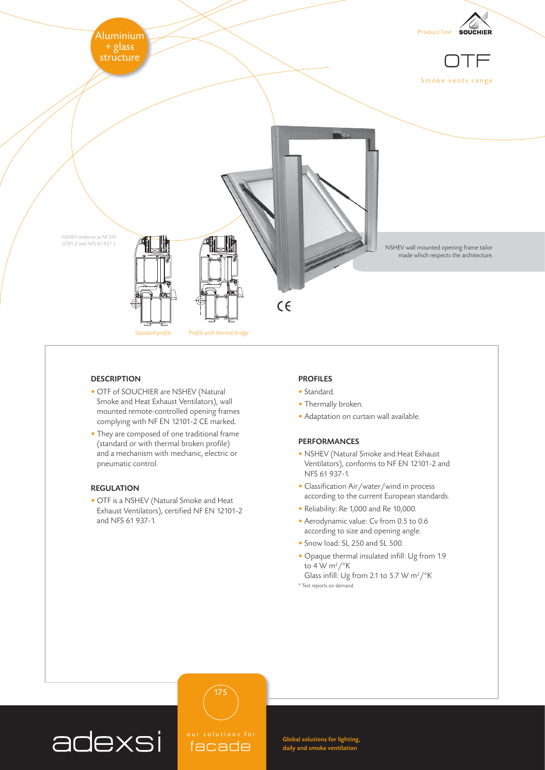Aluminium + glass structure

Product line SOUCHIER

# OTF

Smoke vents range

*NSHEV conforms to NF EN 12101-2 and NFS 61 937-1*

NSHEV wall mounted opening frame tailor made which respects the architecture.

*Standard profile* *Profile with thermal bridge*

## DESCRIPTION

- OTF of SOUCHIER are NSHEV (Natural Smoke and Heat Exhaust Ventilators), wall mounted remote-controlled opening frames complying with NF EN 12101-2 CE marked.
- They are composed of one traditional frame (standard or with thermal broken profile) and a mechanism with mechanic, electric or pneumatic control.

## REGULATION

- OTF is a NSHEV (Natural Smoke and Heat Exhaust Ventilators), certified NF EN 12101-2 and NFS 61 937-1.

## PROFILES

- Standard.
- Thermally broken.
- Adaptation on curtain wall available.

## PERFORMANCES

- NSHEV (Natural Smoke and Heat Exhaust Ventilators), conforms to NF EN 12101-2 and NFS 61 937-1.
- Classification Air/water/wind in process according to the current European standards.
- Reliability: Re 1,000 and Re 10,000.
- Aerodynamic value: Cv from 0.5 to 0.6 according to size and opening angle.
- Snow load: SL 250 and SL 500.
- Opaque thermal insulated infill: Ug from 1.9 to 4 W $m^2$/°K
  Glass infill: Ug from 2.1 to 5.7 W $m^2$/°K

* Test reports on demand.

adexsi — our solutions for facade

**Global solutions for lighting, daily and smoke ventilation**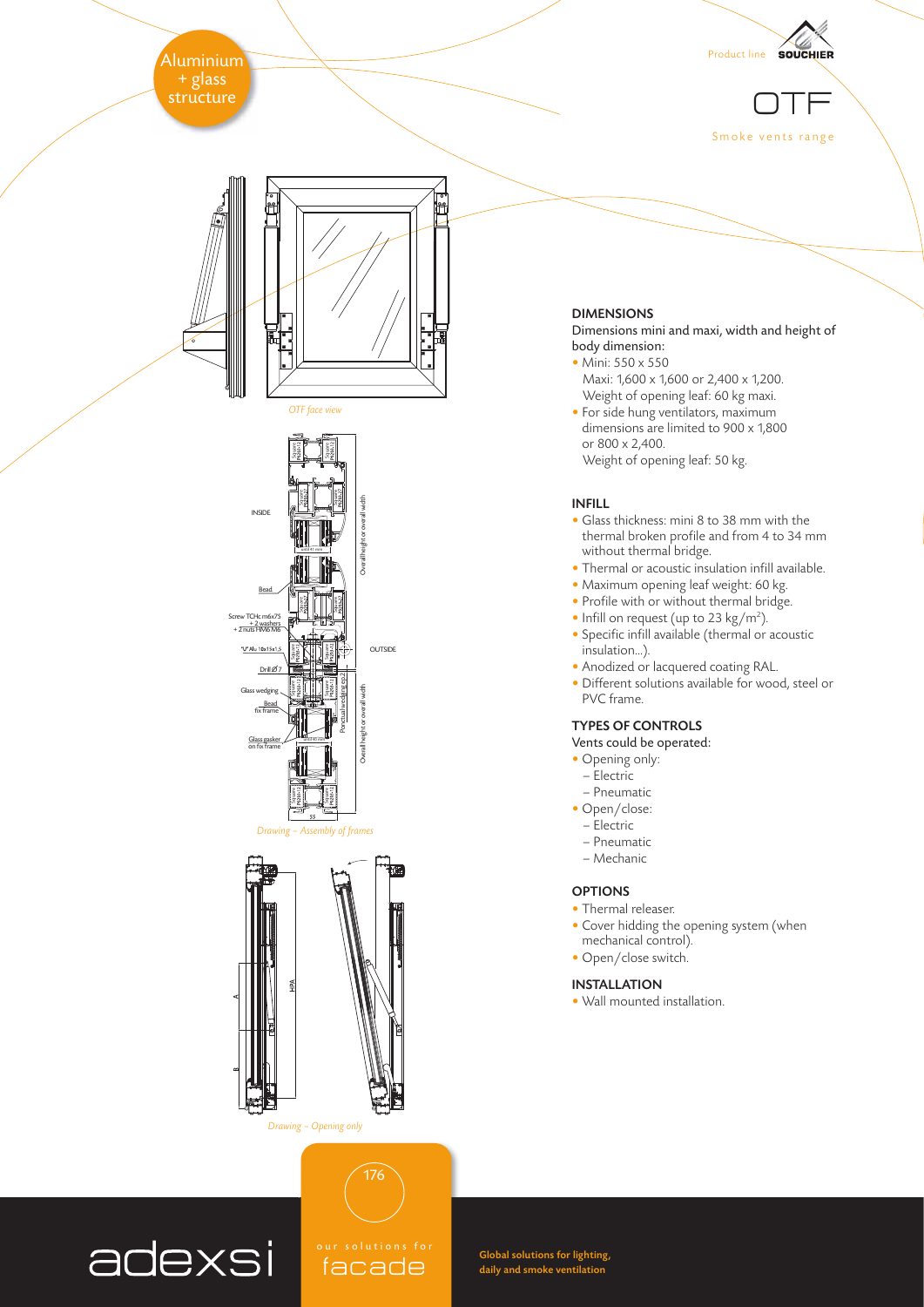Aluminium + glass structure

Product line SOUCHIER

# OTF

Smoke vents range

*OTF face view*

*Drawing – Assembly of frames*

*Drawing – Opening only*

## DIMENSIONS

Dimensions mini and maxi, width and height of body dimension:

- Mini: 550 x 550
  Maxi: 1,600 x 1,600 or 2,400 x 1,200.
  Weight of opening leaf: 60 kg maxi.
- For side hung ventilators, maximum dimensions are limited to 900 x 1,800 or 800 x 2,400.
  Weight of opening leaf: 50 kg.

## INFILL

- Glass thickness: mini 8 to 38 mm with the thermal broken profile and from 4 to 34 mm without thermal bridge.
- Thermal or acoustic insulation infill available.
- Maximum opening leaf weight: 60 kg.
- Profile with or without thermal bridge.
- Infill on request (up to 23 kg/m$^2$).
- Specific infill available (thermal or acoustic insulation...).
- Anodized or lacquered coating RAL.
- Different solutions available for wood, steel or PVC frame.

## TYPES OF CONTROLS

Vents could be operated:

- Opening only:
  - Electric
  - Pneumatic
- Open/close:
  - Electric
  - Pneumatic
  - Mechanic

## OPTIONS

- Thermal releaser.
- Cover hidding the opening system (when mechanical control).
- Open/close switch.

## INSTALLATION

- Wall mounted installation.

adexsi

our solutions for facade

Global solutions for lighting, daily and smoke ventilation